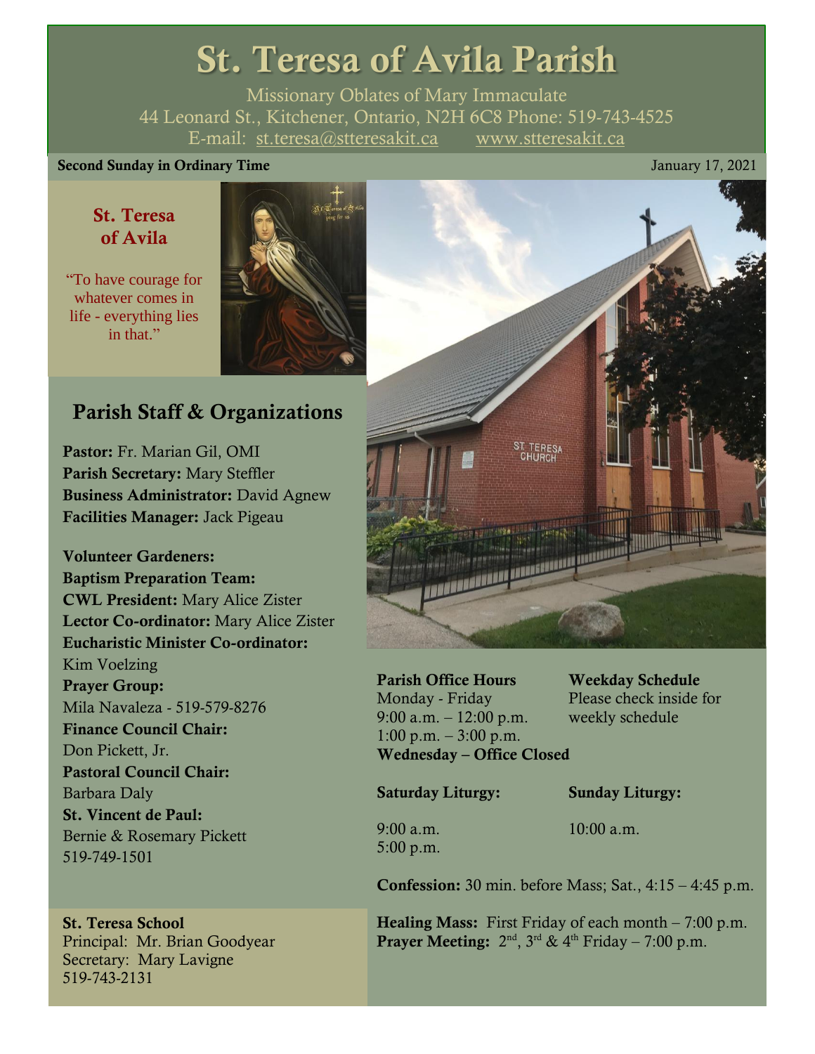# St. Teresa of Avila Parish

Missionary Oblates of Mary Immaculate
44 Leonard St., Kitchener, Ontario, N2H 6C8 Phone: 519-743-4525
E-mail: st.teresa@stteresakit.ca www.stteresakit.ca

**Second Sunday in Ordinary Time** January 17, 2021

## St. Teresa of Avila

"To have courage for whatever comes in life - everything lies in that."

## Parish Staff & Organizations

**Pastor:** Fr. Marian Gil, OMI
**Parish Secretary:** Mary Steffler
**Business Administrator:** David Agnew
**Facilities Manager:** Jack Pigeau

**Volunteer Gardeners:**
**Baptism Preparation Team:**
**CWL President:** Mary Alice Zister
**Lector Co-ordinator:** Mary Alice Zister
**Eucharistic Minister Co-ordinator:** Kim Voelzing
**Prayer Group:** Mila Navaleza - 519-579-8276
**Finance Council Chair:** Don Pickett, Jr.
**Pastoral Council Chair:** Barbara Daly
**St. Vincent de Paul:** Bernie & Rosemary Pickett 519-749-1501

**St. Teresa School**
Principal: Mr. Brian Goodyear
Secretary: Mary Lavigne
519-743-2131

**Parish Office Hours**
Monday - Friday
9:00 a.m. – 12:00 p.m.
1:00 p.m. – 3:00 p.m.
**Wednesday – Office Closed**

**Weekday Schedule**
Please check inside for weekly schedule

**Saturday Liturgy:**
9:00 a.m.
5:00 p.m.

**Sunday Liturgy:**
10:00 a.m.

**Confession:** 30 min. before Mass; Sat., 4:15 – 4:45 p.m.

**Healing Mass:** First Friday of each month – 7:00 p.m.
**Prayer Meeting:** 2nd, 3rd & 4th Friday – 7:00 p.m.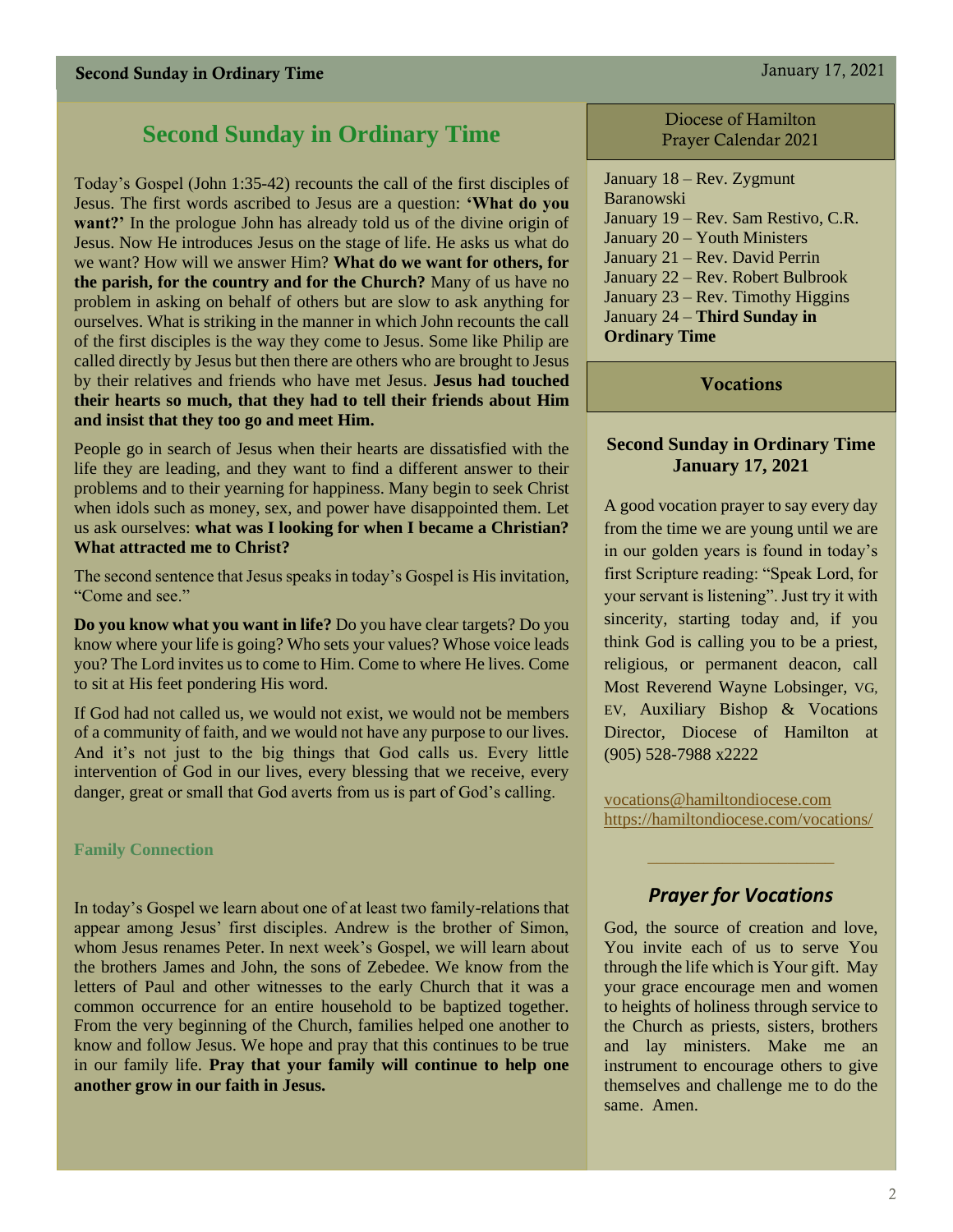# Second Sunday in Ordinary Time

Today's Gospel (John 1:35-42) recounts the call of the first disciples of Jesus. The first words ascribed to Jesus are a question: **'What do you want?'** In the prologue John has already told us of the divine origin of Jesus. Now He introduces Jesus on the stage of life. He asks us what do we want? How will we answer Him? **What do we want for others, for the parish, for the country and for the Church?** Many of us have no problem in asking on behalf of others but are slow to ask anything for ourselves. What is striking in the manner in which John recounts the call of the first disciples is the way they come to Jesus. Some like Philip are called directly by Jesus but then there are others who are brought to Jesus by their relatives and friends who have met Jesus. **Jesus had touched their hearts so much, that they had to tell their friends about Him and insist that they too go and meet Him.**

People go in search of Jesus when their hearts are dissatisfied with the life they are leading, and they want to find a different answer to their problems and to their yearning for happiness. Many begin to seek Christ when idols such as money, sex, and power have disappointed them. Let us ask ourselves: **what was I looking for when I became a Christian? What attracted me to Christ?**

The second sentence that Jesus speaks in today's Gospel is His invitation, "Come and see."

**Do you know what you want in life?** Do you have clear targets? Do you know where your life is going? Who sets your values? Whose voice leads you? The Lord invites us to come to Him. Come to where He lives. Come to sit at His feet pondering His word.

If God had not called us, we would not exist, we would not be members of a community of faith, and we would not have any purpose to our lives. And it's not just to the big things that God calls us. Every little intervention of God in our lives, every blessing that we receive, every danger, great or small that God averts from us is part of God's calling.

### Family Connection

In today's Gospel we learn about one of at least two family-relations that appear among Jesus' first disciples. Andrew is the brother of Simon, whom Jesus renames Peter. In next week's Gospel, we will learn about the brothers James and John, the sons of Zebedee. We know from the letters of Paul and other witnesses to the early Church that it was a common occurrence for an entire household to be baptized together. From the very beginning of the Church, families helped one another to know and follow Jesus. We hope and pray that this continues to be true in our family life. **Pray that your family will continue to help one another grow in our faith in Jesus.**

## Diocese of Hamilton Prayer Calendar 2021

January 18 – Rev. Zygmunt Baranowski
January 19 – Rev. Sam Restivo, C.R.
January 20 – Youth Ministers
January 21 – Rev. David Perrin
January 22 – Rev. Robert Bulbrook
January 23 – Rev. Timothy Higgins
January 24 – **Third Sunday in Ordinary Time**

## Vocations

### Second Sunday in Ordinary Time January 17, 2021

A good vocation prayer to say every day from the time we are young until we are in our golden years is found in today's first Scripture reading: "Speak Lord, for your servant is listening". Just try it with sincerity, starting today and, if you think God is calling you to be a priest, religious, or permanent deacon, call Most Reverend Wayne Lobsinger, VG, EV, Auxiliary Bishop & Vocations Director, Diocese of Hamilton at (905) 528-7988 x2222

vocations@hamiltondiocese.com
https://hamiltondiocese.com/vocations/

### *Prayer for Vocations*

God, the source of creation and love, You invite each of us to serve You through the life which is Your gift. May your grace encourage men and women to heights of holiness through service to the Church as priests, sisters, brothers and lay ministers. Make me an instrument to encourage others to give themselves and challenge me to do the same. Amen.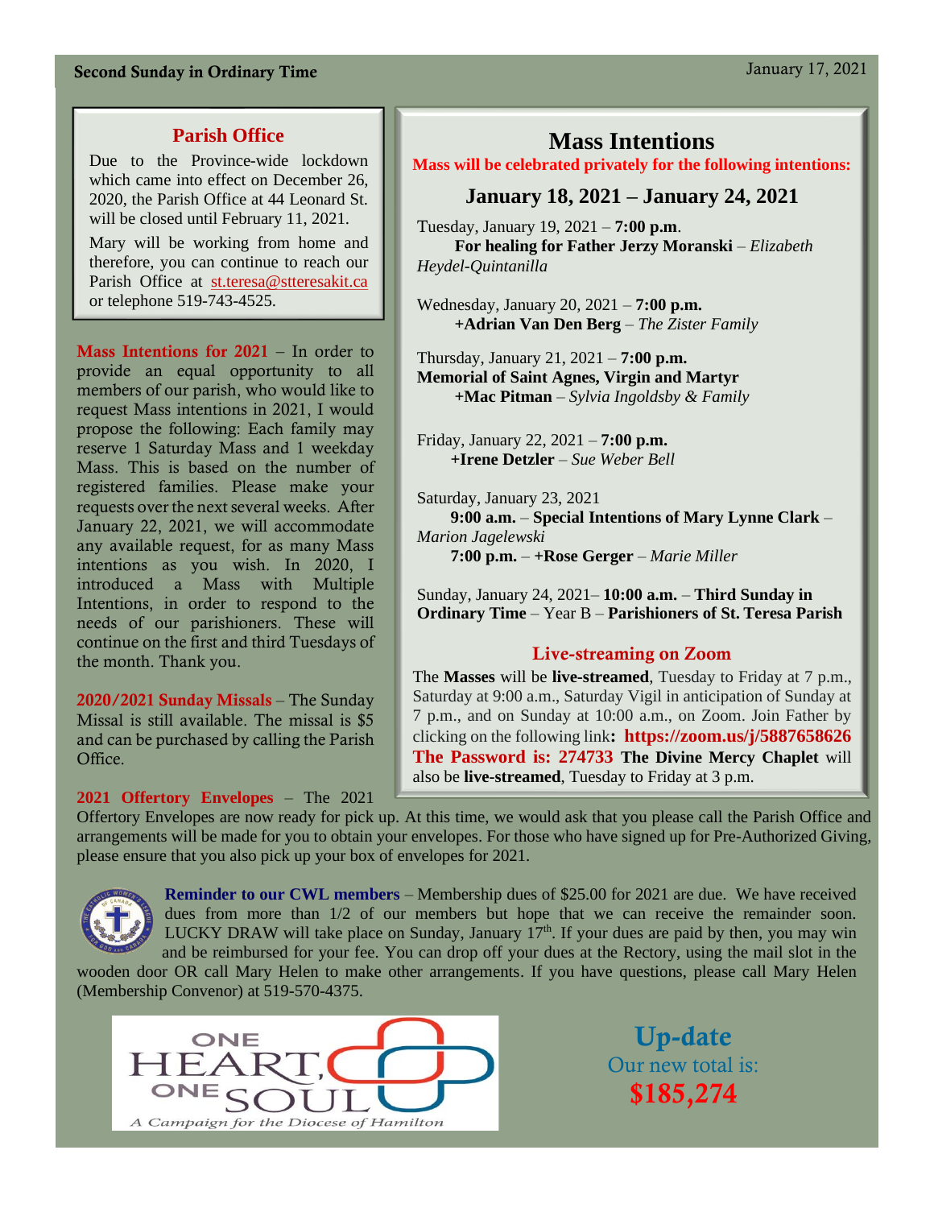**Second Sunday in Ordinary Time** January 17, 2021

## Parish Office

Due to the Province-wide lockdown which came into effect on December 26, 2020, the Parish Office at 44 Leonard St. will be closed until February 11, 2021.

Mary will be working from home and therefore, you can continue to reach our Parish Office at st.teresa@stteresakit.ca or telephone 519-743-4525.

**Mass Intentions for 2021** – In order to provide an equal opportunity to all members of our parish, who would like to request Mass intentions in 2021, I would propose the following: Each family may reserve 1 Saturday Mass and 1 weekday Mass. This is based on the number of registered families. Please make your requests over the next several weeks. After January 22, 2021, we will accommodate any available request, for as many Mass intentions as you wish. In 2020, I introduced a Mass with Multiple Intentions, in order to respond to the needs of our parishioners. These will continue on the first and third Tuesdays of the month. Thank you.

**2020/2021 Sunday Missals** – The Sunday Missal is still available. The missal is $5 and can be purchased by calling the Parish Office.

**2021 Offertory Envelopes** – The 2021 Offertory Envelopes are now ready for pick up. At this time, we would ask that you please call the Parish Office and arrangements will be made for you to obtain your envelopes. For those who have signed up for Pre-Authorized Giving, please ensure that you also pick up your box of envelopes for 2021.

## Mass Intentions

**Mass will be celebrated privately for the following intentions:**

### January 18, 2021 – January 24, 2021

Tuesday, January 19, 2021 – **7:00 p.m**.
**For healing for Father Jerzy Moranski** – *Elizabeth Heydel-Quintanilla*

Wednesday, January 20, 2021 – **7:00 p.m.**
**+Adrian Van Den Berg** – *The Zister Family*

Thursday, January 21, 2021 – **7:00 p.m.**
**Memorial of Saint Agnes, Virgin and Martyr**
**+Mac Pitman** – *Sylvia Ingoldsby & Family*

Friday, January 22, 2021 – **7:00 p.m.**
**+Irene Detzler** – *Sue Weber Bell*

Saturday, January 23, 2021
**9:00 a.m.** – **Special Intentions of Mary Lynne Clark** – *Marion Jagelewski*
**7:00 p.m.** – **+Rose Gerger** – *Marie Miller*

Sunday, January 24, 2021– **10:00 a.m.** – **Third Sunday in Ordinary Time** – Year B – **Parishioners of St. Teresa Parish**

### Live-streaming on Zoom

The **Masses** will be **live-streamed**, Tuesday to Friday at 7 p.m., Saturday at 9:00 a.m., Saturday Vigil in anticipation of Sunday at 7 p.m., and on Sunday at 10:00 a.m., on Zoom. Join Father by clicking on the following link**: https://zoom.us/j/5887658626** **The Password is: 274733** **The Divine Mercy Chaplet** will also be **live-streamed**, Tuesday to Friday at 3 p.m.

**Reminder to our CWL members** – Membership dues of $25.00 for 2021 are due. We have received dues from more than 1/2 of our members but hope that we can receive the remainder soon. LUCKY DRAW will take place on Sunday, January 17th. If your dues are paid by then, you may win and be reimbursed for your fee. You can drop off your dues at the Rectory, using the mail slot in the wooden door OR call Mary Helen to make other arrangements. If you have questions, please call Mary Helen (Membership Convenor) at 519-570-4375.

ONE HEART, ONE SOUL
*A Campaign for the Diocese of Hamilton*

**Up-date**
Our new total is:
**$185,274**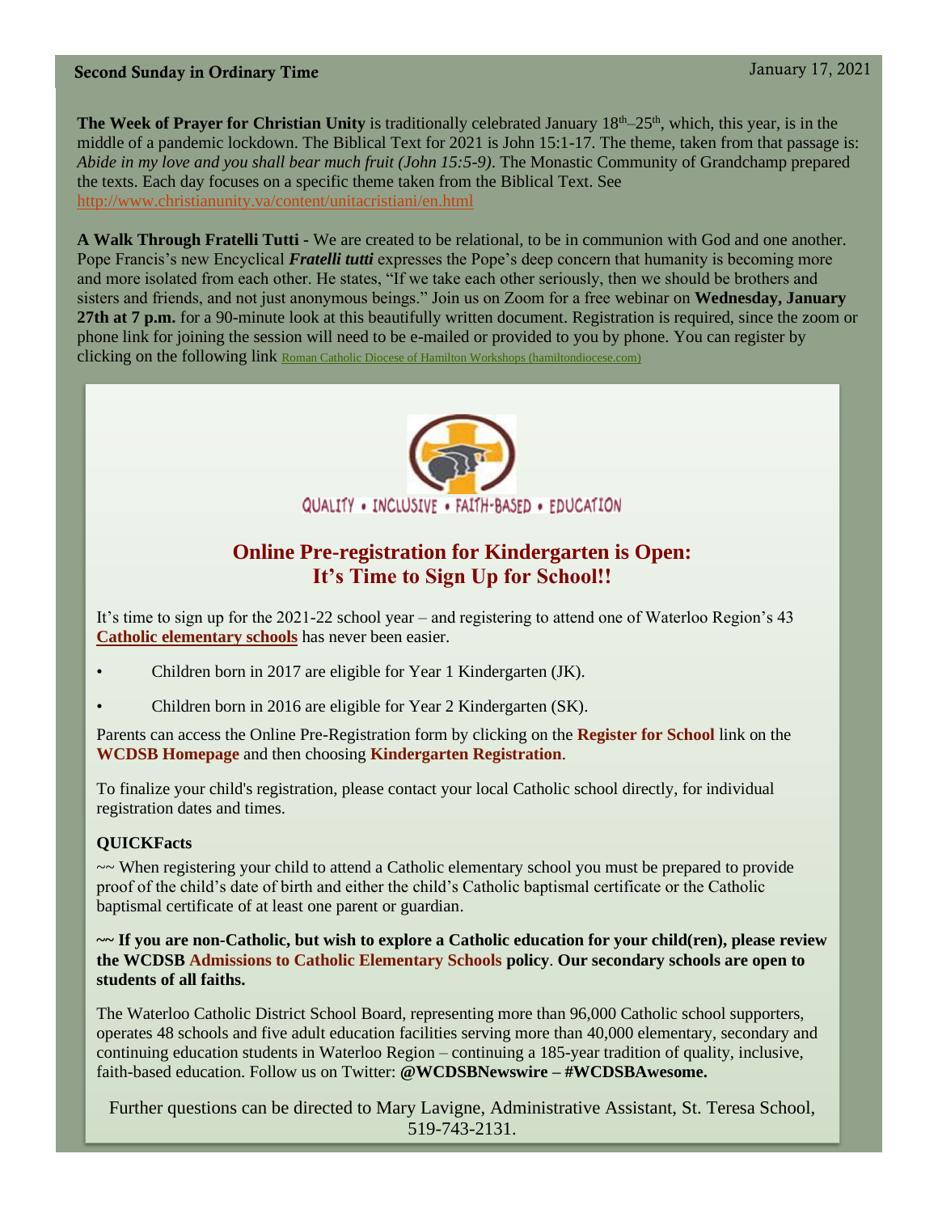**Second Sunday in Ordinary Time** January 17, 2021

**The Week of Prayer for Christian Unity** is traditionally celebrated January 18th–25th, which, this year, is in the middle of a pandemic lockdown. The Biblical Text for 2021 is John 15:1-17. The theme, taken from that passage is: *Abide in my love and you shall bear much fruit (John 15:5-9)*. The Monastic Community of Grandchamp prepared the texts. Each day focuses on a specific theme taken from the Biblical Text. See http://www.christianunity.va/content/unitacristiani/en.html

**A Walk Through Fratelli Tutti -** We are created to be relational, to be in communion with God and one another. Pope Francis's new Encyclical ***Fratelli tutti*** expresses the Pope's deep concern that humanity is becoming more and more isolated from each other. He states, "If we take each other seriously, then we should be brothers and sisters and friends, and not just anonymous beings." Join us on Zoom for a free webinar on **Wednesday, January 27th at 7 p.m.** for a 90-minute look at this beautifully written document. Registration is required, since the zoom or phone link for joining the session will need to be e-mailed or provided to you by phone. You can register by clicking on the following link Roman Catholic Diocese of Hamilton Workshops (hamiltondiocese.com)

QUALITY • INCLUSIVE • FAITH-BASED • EDUCATION

## Online Pre-registration for Kindergarten is Open: It's Time to Sign Up for School!!

It's time to sign up for the 2021-22 school year – and registering to attend one of Waterloo Region's 43 **Catholic elementary schools** has never been easier.

- Children born in 2017 are eligible for Year 1 Kindergarten (JK).
- Children born in 2016 are eligible for Year 2 Kindergarten (SK).

Parents can access the Online Pre-Registration form by clicking on the **Register for School** link on the **WCDSB Homepage** and then choosing **Kindergarten Registration**.

To finalize your child's registration, please contact your local Catholic school directly, for individual registration dates and times.

**QUICKFacts**

~~ When registering your child to attend a Catholic elementary school you must be prepared to provide proof of the child's date of birth and either the child's Catholic baptismal certificate or the Catholic baptismal certificate of at least one parent or guardian.

**~~ If you are non-Catholic, but wish to explore a Catholic education for your child(ren), please review the WCDSB Admissions to Catholic Elementary Schools policy. Our secondary schools are open to students of all faiths.**

The Waterloo Catholic District School Board, representing more than 96,000 Catholic school supporters, operates 48 schools and five adult education facilities serving more than 40,000 elementary, secondary and continuing education students in Waterloo Region – continuing a 185-year tradition of quality, inclusive, faith-based education. Follow us on Twitter: **@WCDSBNewswire – #WCDSBAwesome.**

Further questions can be directed to Mary Lavigne, Administrative Assistant, St. Teresa School, 519-743-2131.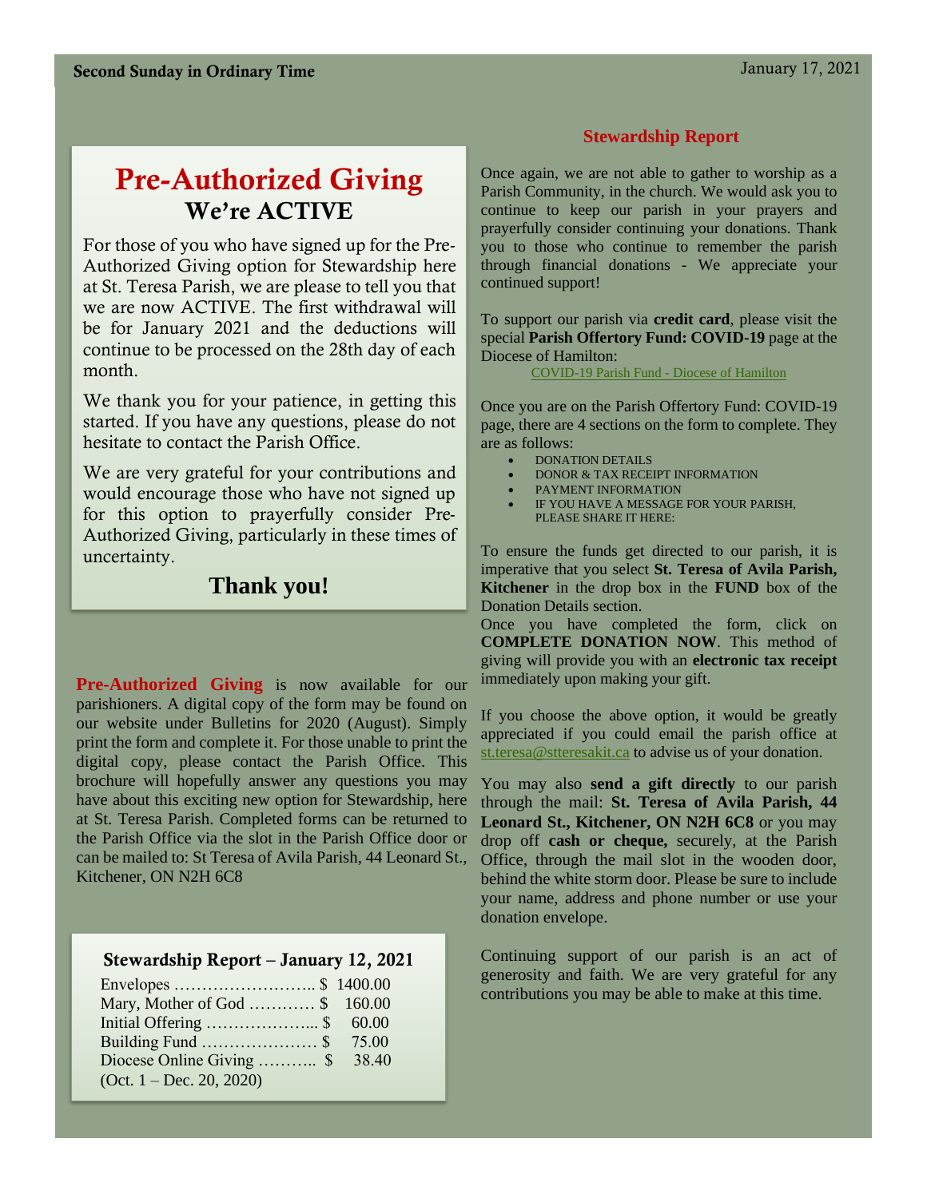# Pre-Authorized Giving
## We're ACTIVE

For those of you who have signed up for the Pre-Authorized Giving option for Stewardship here at St. Teresa Parish, we are please to tell you that we are now ACTIVE. The first withdrawal will be for January 2021 and the deductions will continue to be processed on the 28th day of each month.

We thank you for your patience, in getting this started. If you have any questions, please do not hesitate to contact the Parish Office.

We are very grateful for your contributions and would encourage those who have not signed up for this option to prayerfully consider Pre-Authorized Giving, particularly in these times of uncertainty.

**Thank you!**

**Pre-Authorized Giving** is now available for our parishioners. A digital copy of the form may be found on our website under Bulletins for 2020 (August). Simply print the form and complete it. For those unable to print the digital copy, please contact the Parish Office. This brochure will hopefully answer any questions you may have about this exciting new option for Stewardship, here at St. Teresa Parish. Completed forms can be returned to the Parish Office via the slot in the Parish Office door or can be mailed to: St Teresa of Avila Parish, 44 Leonard St., Kitchener, ON N2H 6C8

### Stewardship Report – January 12, 2021

| | |
|---|---|
| Envelopes …………………….. | $ 1400.00 |
| Mary, Mother of God ………… | $ 160.00 |
| Initial Offering ………………... | $ 60.00 |
| Building Fund ………………… | $ 75.00 |
| Diocese Online Giving ……….. | $ 38.40 |
| (Oct. 1 – Dec. 20, 2020) | |

## Stewardship Report

Once again, we are not able to gather to worship as a Parish Community, in the church. We would ask you to continue to keep our parish in your prayers and prayerfully consider continuing your donations. Thank you to those who continue to remember the parish through financial donations - We appreciate your continued support!

To support our parish via **credit card**, please visit the special **Parish Offertory Fund: COVID-19** page at the Diocese of Hamilton:

COVID-19 Parish Fund - Diocese of Hamilton

Once you are on the Parish Offertory Fund: COVID-19 page, there are 4 sections on the form to complete. They are as follows:

- DONATION DETAILS
- DONOR & TAX RECEIPT INFORMATION
- PAYMENT INFORMATION
- IF YOU HAVE A MESSAGE FOR YOUR PARISH, PLEASE SHARE IT HERE:

To ensure the funds get directed to our parish, it is imperative that you select **St. Teresa of Avila Parish, Kitchener** in the drop box in the **FUND** box of the Donation Details section.

Once you have completed the form, click on **COMPLETE DONATION NOW**. This method of giving will provide you with an **electronic tax receipt** immediately upon making your gift.

If you choose the above option, it would be greatly appreciated if you could email the parish office at st.teresa@stteresakit.ca to advise us of your donation.

You may also **send a gift directly** to our parish through the mail: **St. Teresa of Avila Parish, 44 Leonard St., Kitchener, ON N2H 6C8** or you may drop off **cash or cheque,** securely, at the Parish Office, through the mail slot in the wooden door, behind the white storm door. Please be sure to include your name, address and phone number or use your donation envelope.

Continuing support of our parish is an act of generosity and faith. We are very grateful for any contributions you may be able to make at this time.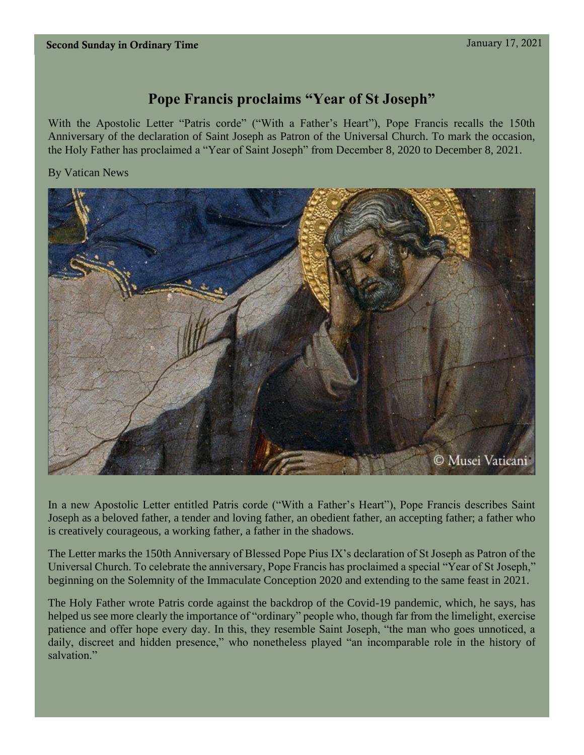# Pope Francis proclaims "Year of St Joseph"

With the Apostolic Letter "Patris corde" ("With a Father's Heart"), Pope Francis recalls the 150th Anniversary of the declaration of Saint Joseph as Patron of the Universal Church. To mark the occasion, the Holy Father has proclaimed a "Year of Saint Joseph" from December 8, 2020 to December 8, 2021.

By Vatican News

© Musei Vaticani

In a new Apostolic Letter entitled Patris corde ("With a Father's Heart"), Pope Francis describes Saint Joseph as a beloved father, a tender and loving father, an obedient father, an accepting father; a father who is creatively courageous, a working father, a father in the shadows.

The Letter marks the 150th Anniversary of Blessed Pope Pius IX's declaration of St Joseph as Patron of the Universal Church. To celebrate the anniversary, Pope Francis has proclaimed a special "Year of St Joseph," beginning on the Solemnity of the Immaculate Conception 2020 and extending to the same feast in 2021.

The Holy Father wrote Patris corde against the backdrop of the Covid-19 pandemic, which, he says, has helped us see more clearly the importance of "ordinary" people who, though far from the limelight, exercise patience and offer hope every day. In this, they resemble Saint Joseph, "the man who goes unnoticed, a daily, discreet and hidden presence," who nonetheless played "an incomparable role in the history of salvation."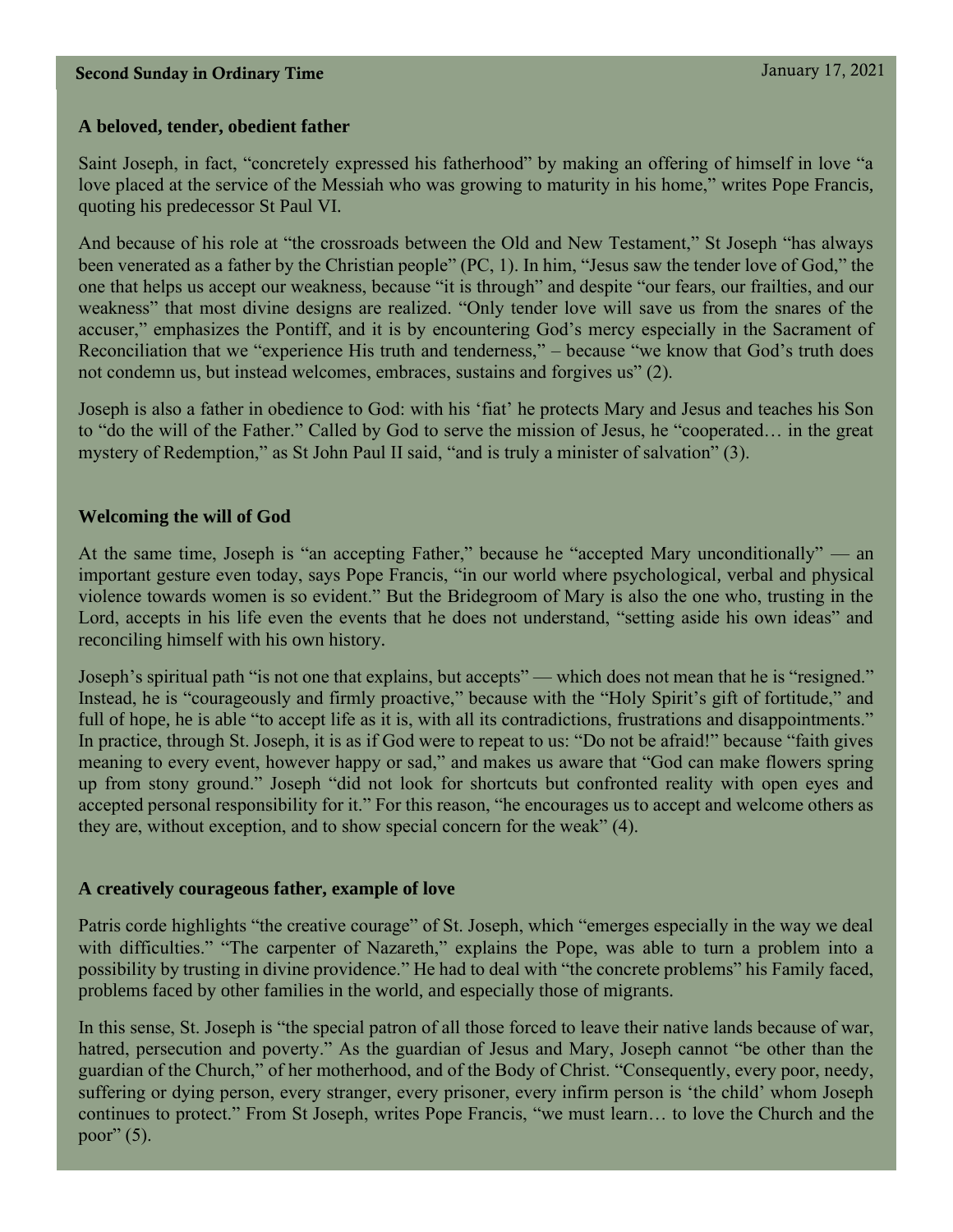### A beloved, tender, obedient father

Saint Joseph, in fact, "concretely expressed his fatherhood" by making an offering of himself in love "a love placed at the service of the Messiah who was growing to maturity in his home," writes Pope Francis, quoting his predecessor St Paul VI.

And because of his role at "the crossroads between the Old and New Testament," St Joseph "has always been venerated as a father by the Christian people" (PC, 1). In him, "Jesus saw the tender love of God," the one that helps us accept our weakness, because "it is through" and despite "our fears, our frailties, and our weakness" that most divine designs are realized. "Only tender love will save us from the snares of the accuser," emphasizes the Pontiff, and it is by encountering God's mercy especially in the Sacrament of Reconciliation that we "experience His truth and tenderness," – because "we know that God's truth does not condemn us, but instead welcomes, embraces, sustains and forgives us" (2).

Joseph is also a father in obedience to God: with his 'fiat' he protects Mary and Jesus and teaches his Son to "do the will of the Father." Called by God to serve the mission of Jesus, he "cooperated… in the great mystery of Redemption," as St John Paul II said, "and is truly a minister of salvation" (3).

### Welcoming the will of God

At the same time, Joseph is "an accepting Father," because he "accepted Mary unconditionally" — an important gesture even today, says Pope Francis, "in our world where psychological, verbal and physical violence towards women is so evident." But the Bridegroom of Mary is also the one who, trusting in the Lord, accepts in his life even the events that he does not understand, "setting aside his own ideas" and reconciling himself with his own history.

Joseph's spiritual path "is not one that explains, but accepts" — which does not mean that he is "resigned." Instead, he is "courageously and firmly proactive," because with the "Holy Spirit's gift of fortitude," and full of hope, he is able "to accept life as it is, with all its contradictions, frustrations and disappointments." In practice, through St. Joseph, it is as if God were to repeat to us: "Do not be afraid!" because "faith gives meaning to every event, however happy or sad," and makes us aware that "God can make flowers spring up from stony ground." Joseph "did not look for shortcuts but confronted reality with open eyes and accepted personal responsibility for it." For this reason, "he encourages us to accept and welcome others as they are, without exception, and to show special concern for the weak" (4).

### A creatively courageous father, example of love

Patris corde highlights "the creative courage" of St. Joseph, which "emerges especially in the way we deal with difficulties." "The carpenter of Nazareth," explains the Pope, was able to turn a problem into a possibility by trusting in divine providence." He had to deal with "the concrete problems" his Family faced, problems faced by other families in the world, and especially those of migrants.

In this sense, St. Joseph is "the special patron of all those forced to leave their native lands because of war, hatred, persecution and poverty." As the guardian of Jesus and Mary, Joseph cannot "be other than the guardian of the Church," of her motherhood, and of the Body of Christ. "Consequently, every poor, needy, suffering or dying person, every stranger, every prisoner, every infirm person is 'the child' whom Joseph continues to protect." From St Joseph, writes Pope Francis, "we must learn… to love the Church and the poor" (5).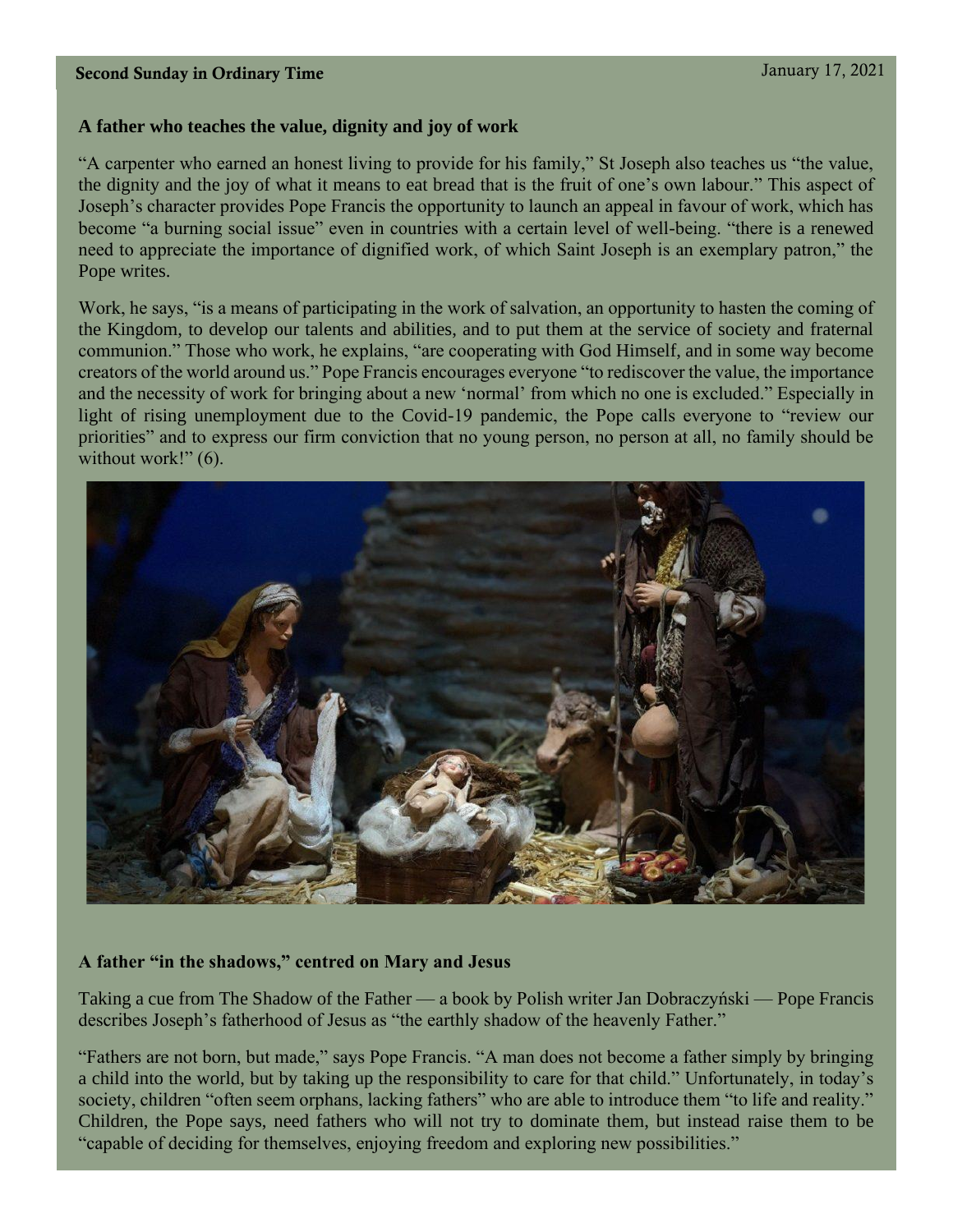## A father who teaches the value, dignity and joy of work

"A carpenter who earned an honest living to provide for his family," St Joseph also teaches us "the value, the dignity and the joy of what it means to eat bread that is the fruit of one's own labour." This aspect of Joseph's character provides Pope Francis the opportunity to launch an appeal in favour of work, which has become "a burning social issue" even in countries with a certain level of well-being. "there is a renewed need to appreciate the importance of dignified work, of which Saint Joseph is an exemplary patron," the Pope writes.

Work, he says, "is a means of participating in the work of salvation, an opportunity to hasten the coming of the Kingdom, to develop our talents and abilities, and to put them at the service of society and fraternal communion." Those who work, he explains, "are cooperating with God Himself, and in some way become creators of the world around us." Pope Francis encourages everyone "to rediscover the value, the importance and the necessity of work for bringing about a new 'normal' from which no one is excluded." Especially in light of rising unemployment due to the Covid-19 pandemic, the Pope calls everyone to "review our priorities" and to express our firm conviction that no young person, no person at all, no family should be without work!" (6).

## A father "in the shadows," centred on Mary and Jesus

Taking a cue from The Shadow of the Father — a book by Polish writer Jan Dobraczyński — Pope Francis describes Joseph's fatherhood of Jesus as "the earthly shadow of the heavenly Father."

"Fathers are not born, but made," says Pope Francis. "A man does not become a father simply by bringing a child into the world, but by taking up the responsibility to care for that child." Unfortunately, in today's society, children "often seem orphans, lacking fathers" who are able to introduce them "to life and reality." Children, the Pope says, need fathers who will not try to dominate them, but instead raise them to be "capable of deciding for themselves, enjoying freedom and exploring new possibilities."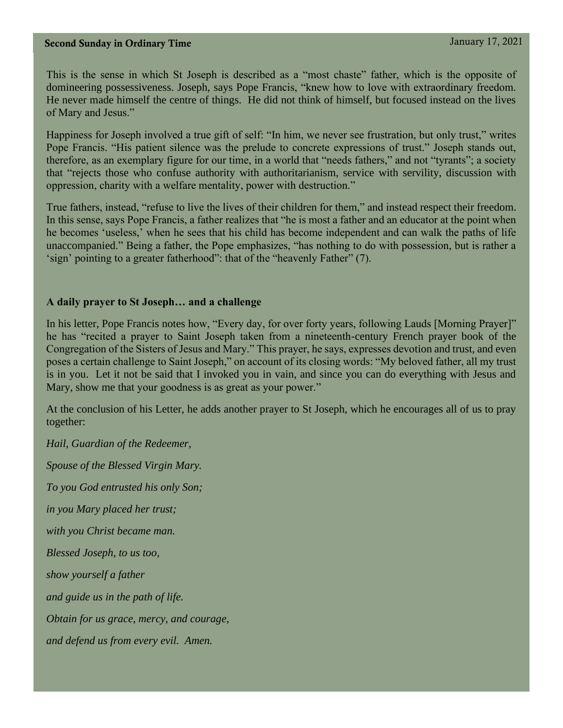This is the sense in which St Joseph is described as a "most chaste" father, which is the opposite of domineering possessiveness. Joseph, says Pope Francis, "knew how to love with extraordinary freedom. He never made himself the centre of things. He did not think of himself, but focused instead on the lives of Mary and Jesus."

Happiness for Joseph involved a true gift of self: "In him, we never see frustration, but only trust," writes Pope Francis. "His patient silence was the prelude to concrete expressions of trust." Joseph stands out, therefore, as an exemplary figure for our time, in a world that "needs fathers," and not "tyrants"; a society that "rejects those who confuse authority with authoritarianism, service with servility, discussion with oppression, charity with a welfare mentality, power with destruction."

True fathers, instead, "refuse to live the lives of their children for them," and instead respect their freedom. In this sense, says Pope Francis, a father realizes that "he is most a father and an educator at the point when he becomes 'useless,' when he sees that his child has become independent and can walk the paths of life unaccompanied." Being a father, the Pope emphasizes, "has nothing to do with possession, but is rather a 'sign' pointing to a greater fatherhood": that of the "heavenly Father" (7).

**A daily prayer to St Joseph… and a challenge**

In his letter, Pope Francis notes how, "Every day, for over forty years, following Lauds [Morning Prayer]" he has "recited a prayer to Saint Joseph taken from a nineteenth-century French prayer book of the Congregation of the Sisters of Jesus and Mary." This prayer, he says, expresses devotion and trust, and even poses a certain challenge to Saint Joseph," on account of its closing words: "My beloved father, all my trust is in you. Let it not be said that I invoked you in vain, and since you can do everything with Jesus and Mary, show me that your goodness is as great as your power."

At the conclusion of his Letter, he adds another prayer to St Joseph, which he encourages all of us to pray together:

*Hail, Guardian of the Redeemer,*

*Spouse of the Blessed Virgin Mary.*

*To you God entrusted his only Son;*

*in you Mary placed her trust;*

*with you Christ became man.*

*Blessed Joseph, to us too,*

*show yourself a father*

*and guide us in the path of life.*

*Obtain for us grace, mercy, and courage,*

*and defend us from every evil. Amen.*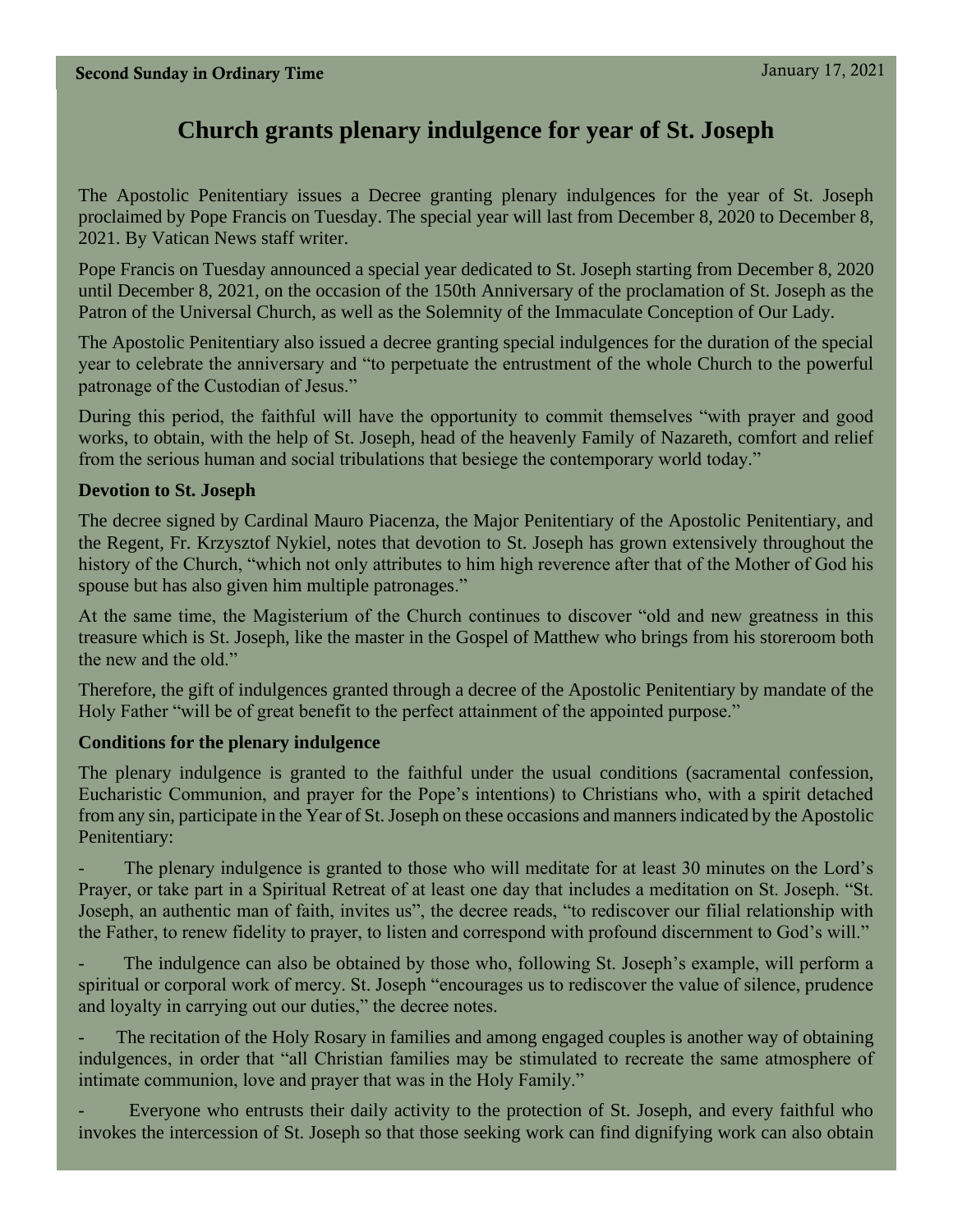# Church grants plenary indulgence for year of St. Joseph

The Apostolic Penitentiary issues a Decree granting plenary indulgences for the year of St. Joseph proclaimed by Pope Francis on Tuesday. The special year will last from December 8, 2020 to December 8, 2021. By Vatican News staff writer.

Pope Francis on Tuesday announced a special year dedicated to St. Joseph starting from December 8, 2020 until December 8, 2021, on the occasion of the 150th Anniversary of the proclamation of St. Joseph as the Patron of the Universal Church, as well as the Solemnity of the Immaculate Conception of Our Lady.

The Apostolic Penitentiary also issued a decree granting special indulgences for the duration of the special year to celebrate the anniversary and "to perpetuate the entrustment of the whole Church to the powerful patronage of the Custodian of Jesus."

During this period, the faithful will have the opportunity to commit themselves "with prayer and good works, to obtain, with the help of St. Joseph, head of the heavenly Family of Nazareth, comfort and relief from the serious human and social tribulations that besiege the contemporary world today."

**Devotion to St. Joseph**

The decree signed by Cardinal Mauro Piacenza, the Major Penitentiary of the Apostolic Penitentiary, and the Regent, Fr. Krzysztof Nykiel, notes that devotion to St. Joseph has grown extensively throughout the history of the Church, "which not only attributes to him high reverence after that of the Mother of God his spouse but has also given him multiple patronages."

At the same time, the Magisterium of the Church continues to discover "old and new greatness in this treasure which is St. Joseph, like the master in the Gospel of Matthew who brings from his storeroom both the new and the old."

Therefore, the gift of indulgences granted through a decree of the Apostolic Penitentiary by mandate of the Holy Father "will be of great benefit to the perfect attainment of the appointed purpose."

**Conditions for the plenary indulgence**

The plenary indulgence is granted to the faithful under the usual conditions (sacramental confession, Eucharistic Communion, and prayer for the Pope's intentions) to Christians who, with a spirit detached from any sin, participate in the Year of St. Joseph on these occasions and manners indicated by the Apostolic Penitentiary:

- The plenary indulgence is granted to those who will meditate for at least 30 minutes on the Lord's Prayer, or take part in a Spiritual Retreat of at least one day that includes a meditation on St. Joseph. "St. Joseph, an authentic man of faith, invites us", the decree reads, "to rediscover our filial relationship with the Father, to renew fidelity to prayer, to listen and correspond with profound discernment to God's will."
- The indulgence can also be obtained by those who, following St. Joseph's example, will perform a spiritual or corporal work of mercy. St. Joseph "encourages us to rediscover the value of silence, prudence and loyalty in carrying out our duties," the decree notes.
- The recitation of the Holy Rosary in families and among engaged couples is another way of obtaining indulgences, in order that "all Christian families may be stimulated to recreate the same atmosphere of intimate communion, love and prayer that was in the Holy Family."
- Everyone who entrusts their daily activity to the protection of St. Joseph, and every faithful who invokes the intercession of St. Joseph so that those seeking work can find dignifying work can also obtain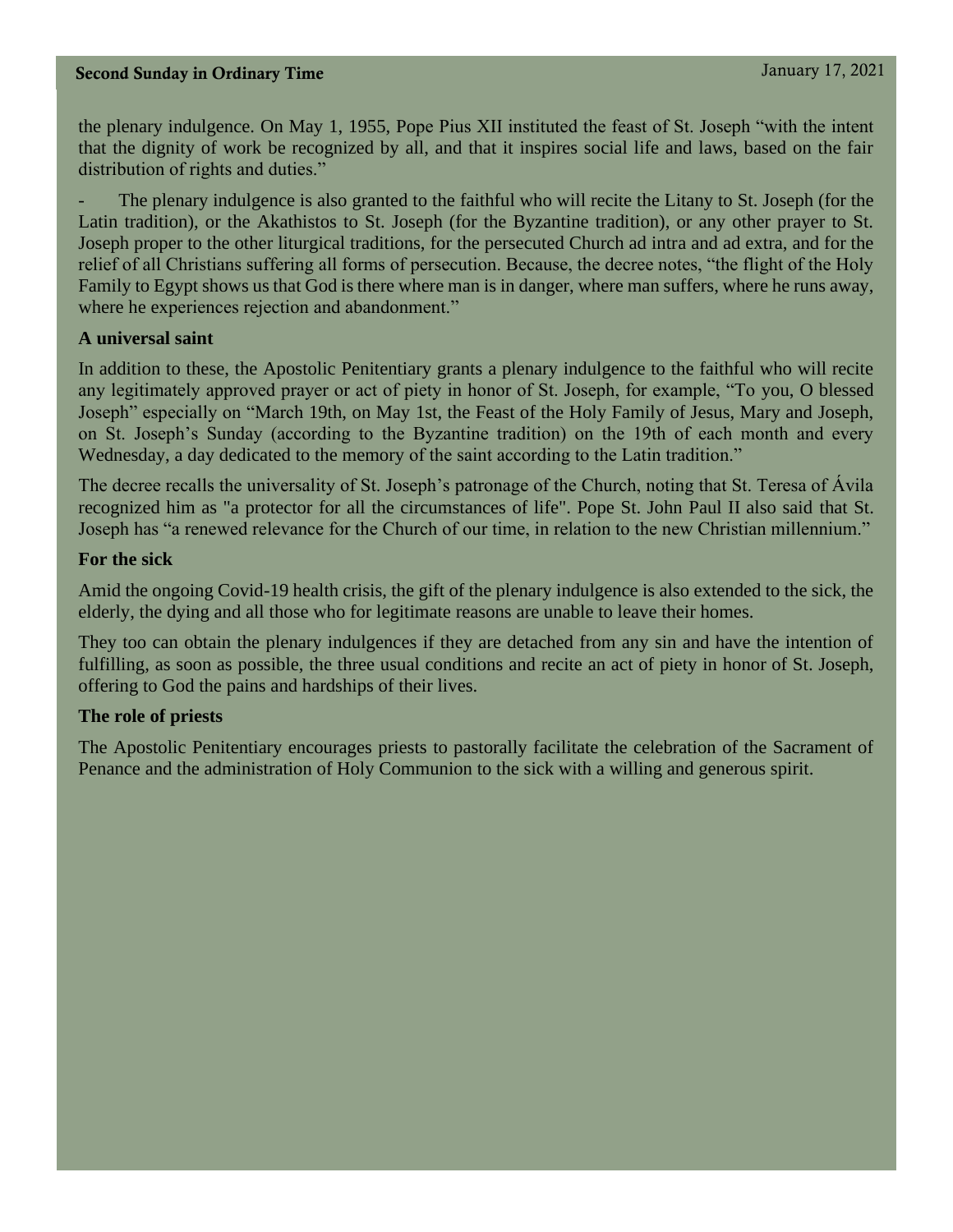the plenary indulgence. On May 1, 1955, Pope Pius XII instituted the feast of St. Joseph "with the intent that the dignity of work be recognized by all, and that it inspires social life and laws, based on the fair distribution of rights and duties."

- The plenary indulgence is also granted to the faithful who will recite the Litany to St. Joseph (for the Latin tradition), or the Akathistos to St. Joseph (for the Byzantine tradition), or any other prayer to St. Joseph proper to the other liturgical traditions, for the persecuted Church ad intra and ad extra, and for the relief of all Christians suffering all forms of persecution. Because, the decree notes, "the flight of the Holy Family to Egypt shows us that God is there where man is in danger, where man suffers, where he runs away, where he experiences rejection and abandonment."

**A universal saint**

In addition to these, the Apostolic Penitentiary grants a plenary indulgence to the faithful who will recite any legitimately approved prayer or act of piety in honor of St. Joseph, for example, "To you, O blessed Joseph" especially on "March 19th, on May 1st, the Feast of the Holy Family of Jesus, Mary and Joseph, on St. Joseph's Sunday (according to the Byzantine tradition) on the 19th of each month and every Wednesday, a day dedicated to the memory of the saint according to the Latin tradition."

The decree recalls the universality of St. Joseph's patronage of the Church, noting that St. Teresa of Ávila recognized him as "a protector for all the circumstances of life". Pope St. John Paul II also said that St. Joseph has "a renewed relevance for the Church of our time, in relation to the new Christian millennium."

**For the sick**

Amid the ongoing Covid-19 health crisis, the gift of the plenary indulgence is also extended to the sick, the elderly, the dying and all those who for legitimate reasons are unable to leave their homes.

They too can obtain the plenary indulgences if they are detached from any sin and have the intention of fulfilling, as soon as possible, the three usual conditions and recite an act of piety in honor of St. Joseph, offering to God the pains and hardships of their lives.

**The role of priests**

The Apostolic Penitentiary encourages priests to pastorally facilitate the celebration of the Sacrament of Penance and the administration of Holy Communion to the sick with a willing and generous spirit.